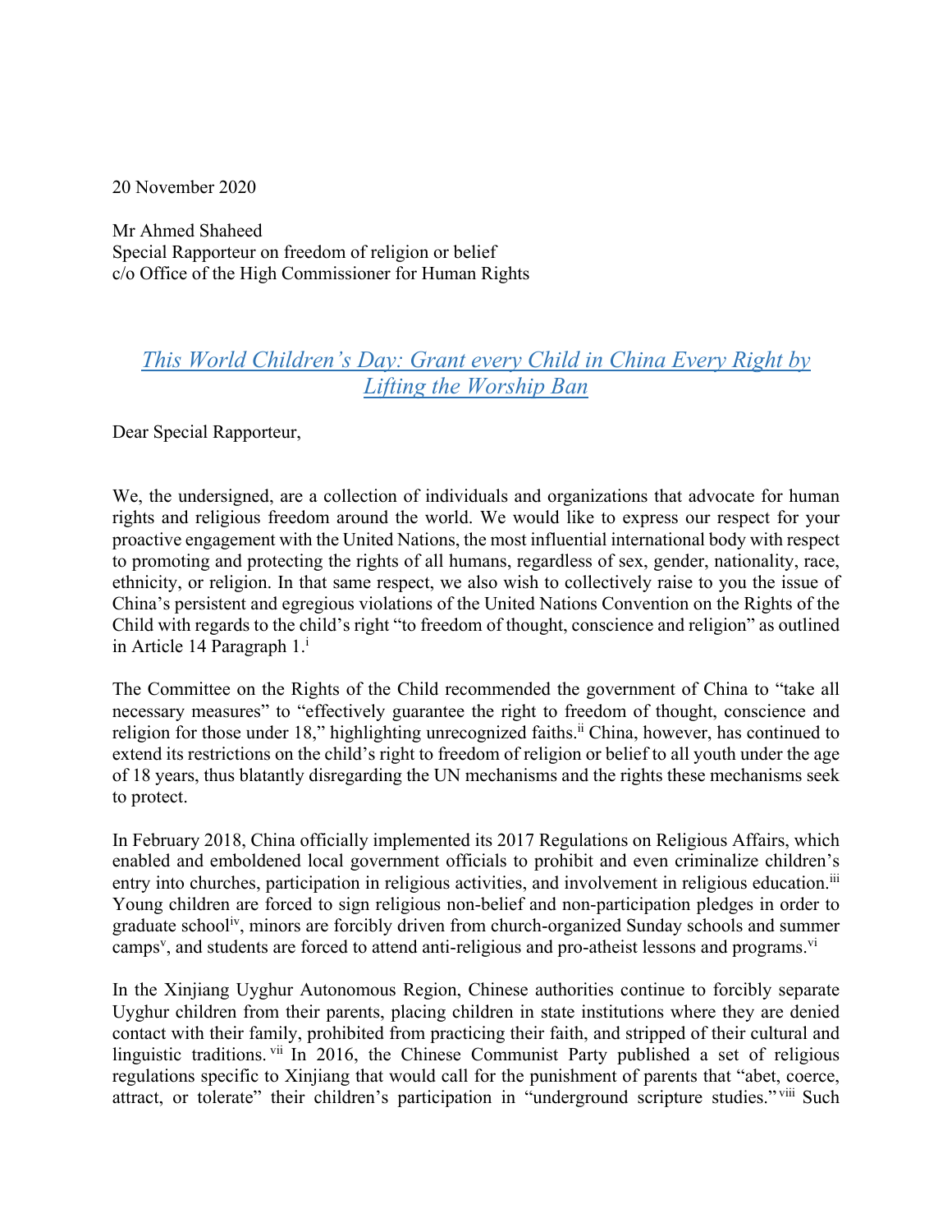20 November 2020

Mr Ahmed Shaheed
Special Rapporteur on freedom of religion or belief
c/o Office of the High Commissioner for Human Rights

## *This World Children's Day: Grant every Child in China Every Right by Lifting the Worship Ban*

Dear Special Rapporteur,

We, the undersigned, are a collection of individuals and organizations that advocate for human rights and religious freedom around the world. We would like to express our respect for your proactive engagement with the United Nations, the most influential international body with respect to promoting and protecting the rights of all humans, regardless of sex, gender, nationality, race, ethnicity, or religion. In that same respect, we also wish to collectively raise to you the issue of China's persistent and egregious violations of the United Nations Convention on the Rights of the Child with regards to the child's right "to freedom of thought, conscience and religion" as outlined in Article 14 Paragraph 1.[i]

The Committee on the Rights of the Child recommended the government of China to "take all necessary measures" to "effectively guarantee the right to freedom of thought, conscience and religion for those under 18," highlighting unrecognized faiths.[ii] China, however, has continued to extend its restrictions on the child's right to freedom of religion or belief to all youth under the age of 18 years, thus blatantly disregarding the UN mechanisms and the rights these mechanisms seek to protect.

In February 2018, China officially implemented its 2017 Regulations on Religious Affairs, which enabled and emboldened local government officials to prohibit and even criminalize children's entry into churches, participation in religious activities, and involvement in religious education.[iii] Young children are forced to sign religious non-belief and non-participation pledges in order to graduate school[iv], minors are forcibly driven from church-organized Sunday schools and summer camps[v], and students are forced to attend anti-religious and pro-atheist lessons and programs.[vi]

In the Xinjiang Uyghur Autonomous Region, Chinese authorities continue to forcibly separate Uyghur children from their parents, placing children in state institutions where they are denied contact with their family, prohibited from practicing their faith, and stripped of their cultural and linguistic traditions.[vii] In 2016, the Chinese Communist Party published a set of religious regulations specific to Xinjiang that would call for the punishment of parents that "abet, coerce, attract, or tolerate" their children's participation in "underground scripture studies."[viii] Such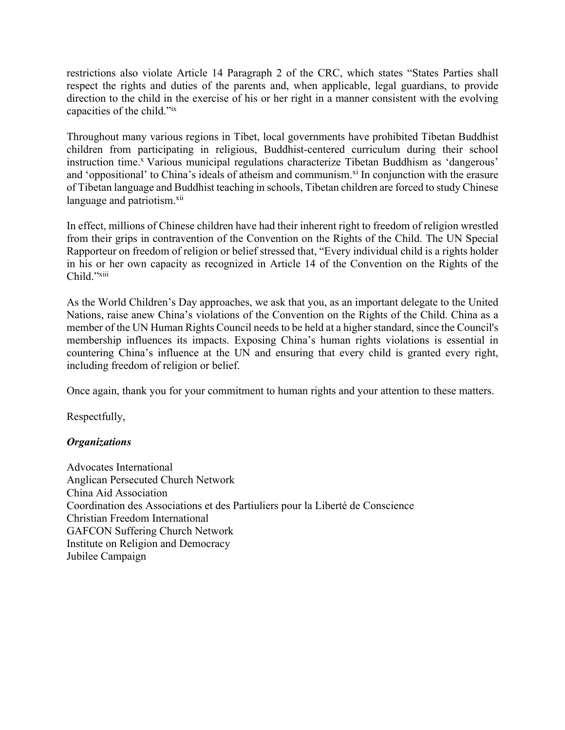restrictions also violate Article 14 Paragraph 2 of the CRC, which states "States Parties shall respect the rights and duties of the parents and, when applicable, legal guardians, to provide direction to the child in the exercise of his or her right in a manner consistent with the evolving capacities of the child."[ix]

Throughout many various regions in Tibet, local governments have prohibited Tibetan Buddhist children from participating in religious, Buddhist-centered curriculum during their school instruction time.[x] Various municipal regulations characterize Tibetan Buddhism as 'dangerous' and 'oppositional' to China's ideals of atheism and communism.[xi] In conjunction with the erasure of Tibetan language and Buddhist teaching in schools, Tibetan children are forced to study Chinese language and patriotism.[xii]

In effect, millions of Chinese children have had their inherent right to freedom of religion wrestled from their grips in contravention of the Convention on the Rights of the Child. The UN Special Rapporteur on freedom of religion or belief stressed that, "Every individual child is a rights holder in his or her own capacity as recognized in Article 14 of the Convention on the Rights of the Child."[xiii]

As the World Children's Day approaches, we ask that you, as an important delegate to the United Nations, raise anew China's violations of the Convention on the Rights of the Child. China as a member of the UN Human Rights Council needs to be held at a higher standard, since the Council's membership influences its impacts. Exposing China's human rights violations is essential in countering China's influence at the UN and ensuring that every child is granted every right, including freedom of religion or belief.

Once again, thank you for your commitment to human rights and your attention to these matters.

Respectfully,

***Organizations***

Advocates International
Anglican Persecuted Church Network
China Aid Association
Coordination des Associations et des Partiuliers pour la Liberté de Conscience
Christian Freedom International
GAFCON Suffering Church Network
Institute on Religion and Democracy
Jubilee Campaign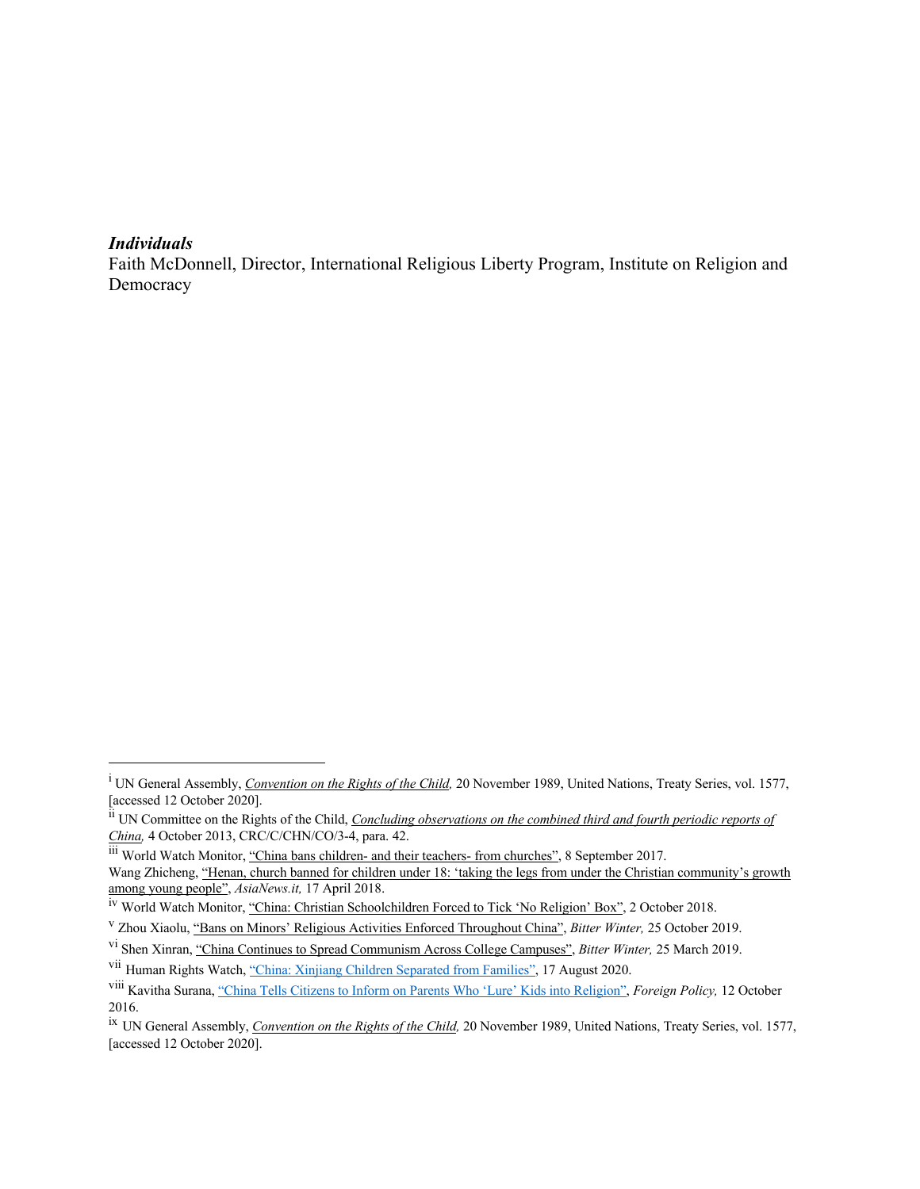***Individuals***

Faith McDonnell, Director, International Religious Liberty Program, Institute on Religion and Democracy

---

[i] UN General Assembly, *Convention on the Rights of the Child,* 20 November 1989, United Nations, Treaty Series, vol. 1577, [accessed 12 October 2020].

[ii] UN Committee on the Rights of the Child, *Concluding observations on the combined third and fourth periodic reports of China,* 4 October 2013, CRC/C/CHN/CO/3-4, para. 42.

[iii] World Watch Monitor, "China bans children- and their teachers- from churches", 8 September 2017.
Wang Zhicheng, "Henan, church banned for children under 18: 'taking the legs from under the Christian community's growth among young people'", *AsiaNews.it,* 17 April 2018.

[iv] World Watch Monitor, "China: Christian Schoolchildren Forced to Tick 'No Religion' Box", 2 October 2018.

[v] Zhou Xiaolu, "Bans on Minors' Religious Activities Enforced Throughout China", *Bitter Winter,* 25 October 2019.

[vi] Shen Xinran, "China Continues to Spread Communism Across College Campuses", *Bitter Winter,* 25 March 2019.

[vii] Human Rights Watch, "China: Xinjiang Children Separated from Families", 17 August 2020.

[viii] Kavitha Surana, "China Tells Citizens to Inform on Parents Who 'Lure' Kids into Religion", *Foreign Policy,* 12 October 2016.

[ix] UN General Assembly, *Convention on the Rights of the Child,* 20 November 1989, United Nations, Treaty Series, vol. 1577, [accessed 12 October 2020].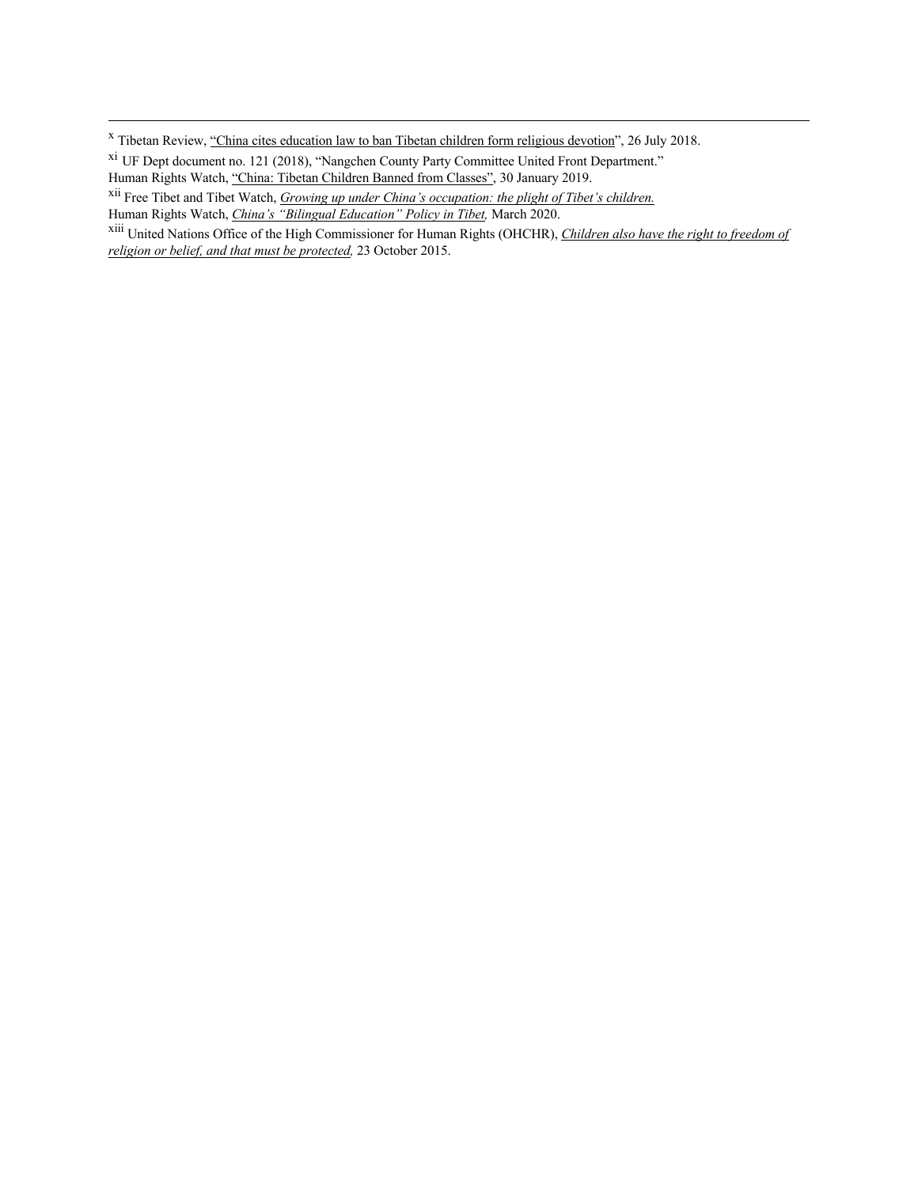[x] Tibetan Review, "China cites education law to ban Tibetan children form religious devotion", 26 July 2018.

[xi] UF Dept document no. 121 (2018), "Nangchen County Party Committee United Front Department."
Human Rights Watch, "China: Tibetan Children Banned from Classes", 30 January 2019.

[xii] Free Tibet and Tibet Watch, *Growing up under China's occupation: the plight of Tibet's children.*
Human Rights Watch, *China's "Bilingual Education" Policy in Tibet,* March 2020.

[xiii] United Nations Office of the High Commissioner for Human Rights (OHCHR), *Children also have the right to freedom of religion or belief, and that must be protected,* 23 October 2015.